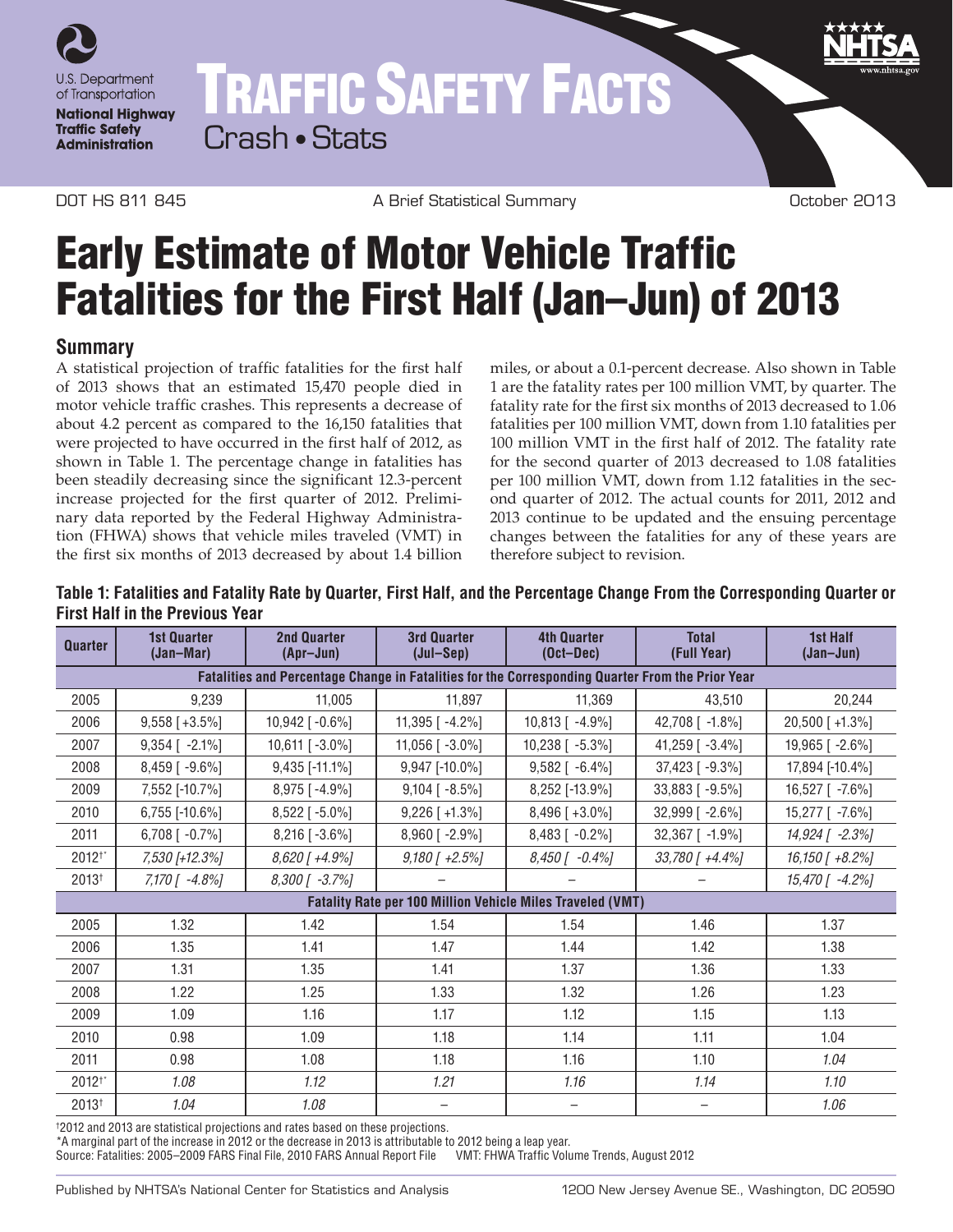U.S. Department of Transportation
**National Highway Traffic Safety Administration**

# TRAFFIC SAFETY FACTS

Crash • Stats

DOT HS 811 845 | A Brief Statistical Summary | October 2013

# Early Estimate of Motor Vehicle Traffic Fatalities for the First Half (Jan–Jun) of 2013

## Summary

A statistical projection of traffic fatalities for the first half of 2013 shows that an estimated 15,470 people died in motor vehicle traffic crashes. This represents a decrease of about 4.2 percent as compared to the 16,150 fatalities that were projected to have occurred in the first half of 2012, as shown in Table 1. The percentage change in fatalities has been steadily decreasing since the significant 12.3-percent increase projected for the first quarter of 2012. Preliminary data reported by the Federal Highway Administration (FHWA) shows that vehicle miles traveled (VMT) in the first six months of 2013 decreased by about 1.4 billion miles, or about a 0.1-percent decrease. Also shown in Table 1 are the fatality rates per 100 million VMT, by quarter. The fatality rate for the first six months of 2013 decreased to 1.06 fatalities per 100 million VMT, down from 1.10 fatalities per 100 million VMT in the first half of 2012. The fatality rate for the second quarter of 2013 decreased to 1.08 fatalities per 100 million VMT, down from 1.12 fatalities in the second quarter of 2012. The actual counts for 2011, 2012 and 2013 continue to be updated and the ensuing percentage changes between the fatalities for any of these years are therefore subject to revision.

**Table 1: Fatalities and Fatality Rate by Quarter, First Half, and the Percentage Change From the Corresponding Quarter or First Half in the Previous Year**

| Quarter | 1st Quarter (Jan–Mar) | 2nd Quarter (Apr–Jun) | 3rd Quarter (Jul–Sep) | 4th Quarter (Oct–Dec) | Total (Full Year) | 1st Half (Jan–Jun) |
|---|---|---|---|---|---|---|
| **Fatalities and Percentage Change in Fatalities for the Corresponding Quarter From the Prior Year** | | | | | | |
| 2005 | 9,239 | 11,005 | 11,897 | 11,369 | 43,510 | 20,244 |
| 2006 | 9,558 [ +3.5%] | 10,942 [ -0.6%] | 11,395 [ -4.2%] | 10,813 [ -4.9%] | 42,708 [ -1.8%] | 20,500 [ +1.3%] |
| 2007 | 9,354 [ -2.1%] | 10,611 [ -3.0%] | 11,056 [ -3.0%] | 10,238 [ -5.3%] | 41,259 [ -3.4%] | 19,965 [ -2.6%] |
| 2008 | 8,459 [ -9.6%] | 9,435 [-11.1%] | 9,947 [-10.0%] | 9,582 [ -6.4%] | 37,423 [ -9.3%] | 17,894 [-10.4%] |
| 2009 | 7,552 [-10.7%] | 8,975 [ -4.9%] | 9,104 [ -8.5%] | 8,252 [-13.9%] | 33,883 [ -9.5%] | 16,527 [ -7.6%] |
| 2010 | 6,755 [-10.6%] | 8,522 [ -5.0%] | 9,226 [ +1.3%] | 8,496 [ +3.0%] | 32,999 [ -2.6%] | 15,277 [ -7.6%] |
| 2011 | 6,708 [ -0.7%] | 8,216 [ -3.6%] | 8,960 [ -2.9%] | 8,483 [ -0.2%] | 32,367 [ -1.9%] | *14,924 [ -2.3%]* |
| 2012†* | *7,530 [+12.3%]* | *8,620 [ +4.9%]* | *9,180 [ +2.5%]* | *8,450 [ -0.4%]* | *33,780 [ +4.4%]* | *16,150 [ +8.2%]* |
| 2013† | *7,170 [ -4.8%]* | *8,300 [ -3.7%]* | – | – | – | *15,470 [ -4.2%]* |
| **Fatality Rate per 100 Million Vehicle Miles Traveled (VMT)** | | | | | | |
| 2005 | 1.32 | 1.42 | 1.54 | 1.54 | 1.46 | 1.37 |
| 2006 | 1.35 | 1.41 | 1.47 | 1.44 | 1.42 | 1.38 |
| 2007 | 1.31 | 1.35 | 1.41 | 1.37 | 1.36 | 1.33 |
| 2008 | 1.22 | 1.25 | 1.33 | 1.32 | 1.26 | 1.23 |
| 2009 | 1.09 | 1.16 | 1.17 | 1.12 | 1.15 | 1.13 |
| 2010 | 0.98 | 1.09 | 1.18 | 1.14 | 1.11 | 1.04 |
| 2011 | 0.98 | 1.08 | 1.18 | 1.16 | 1.10 | *1.04* |
| 2012†* | *1.08* | *1.12* | *1.21* | *1.16* | *1.14* | *1.10* |
| 2013† | *1.04* | *1.08* | – | – | – | *1.06* |

†2012 and 2013 are statistical projections and rates based on these projections.
*A marginal part of the increase in 2012 or the decrease in 2013 is attributable to 2012 being a leap year.
Source: Fatalities: 2005–2009 FARS Final File, 2010 FARS Annual Report File VMT: FHWA Traffic Volume Trends, August 2012

Published by NHTSA's National Center for Statistics and Analysis 1200 New Jersey Avenue SE., Washington, DC 20590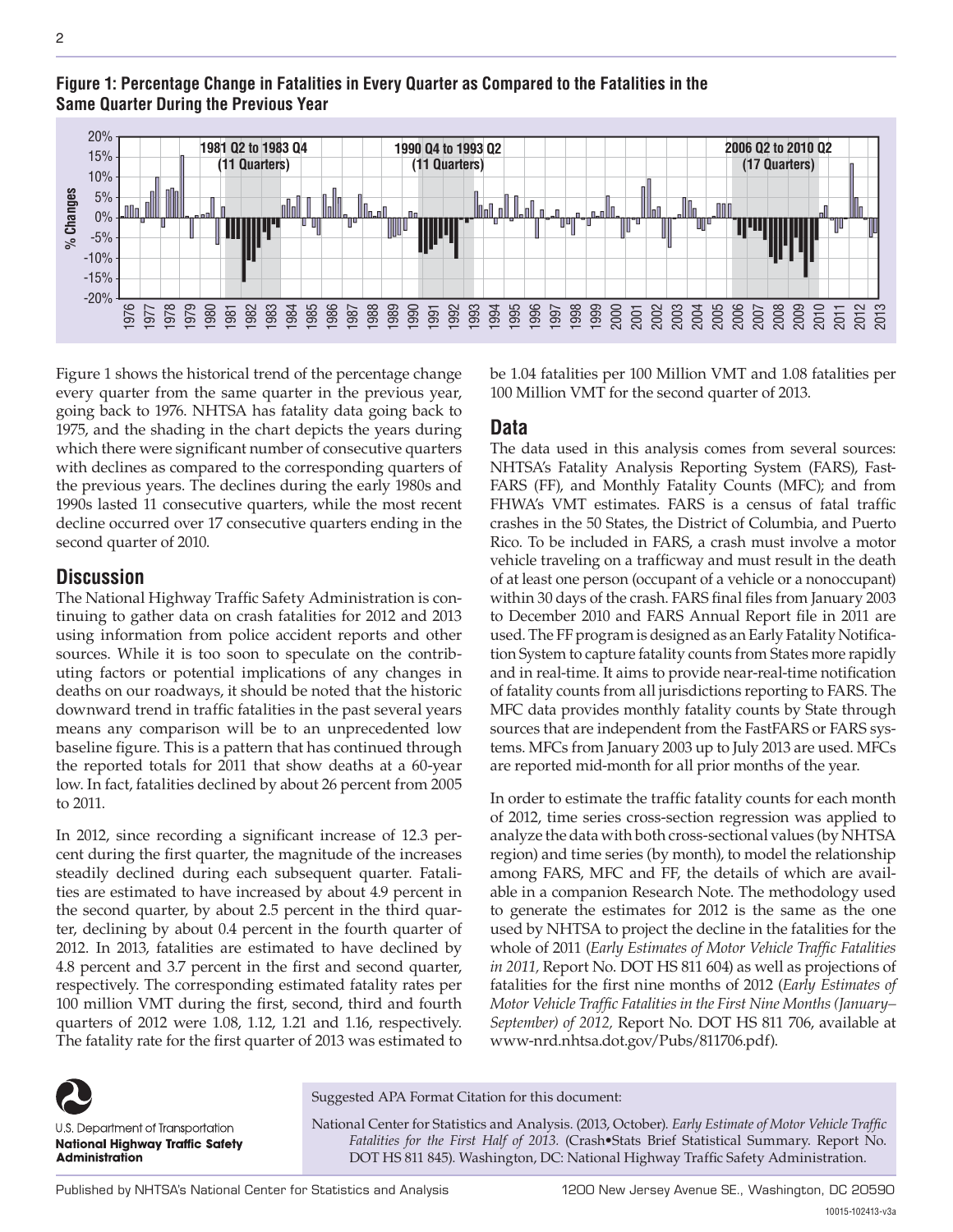**Figure 1: Percentage Change in Fatalities in Every Quarter as Compared to the Fatalities in the Same Quarter During the Previous Year**

% Changes

20%
15%
10%
5%
0%
-5%
-10%
-15%
-20%

1981 Q2 to 1983 Q4
(11 Quarters)

1990 Q4 to 1993 Q2
(11 Quarters)

2006 Q2 to 2010 Q2
(17 Quarters)

1976 1977 1978 1979 1980 1981 1982 1983 1984 1985 1986 1987 1988 1989 1990 1991 1992 1993 1994 1995 1996 1997 1998 1999 2000 2001 2002 2003 2004 2005 2006 2007 2008 2009 2010 2011 2012 2013

Figure 1 shows the historical trend of the percentage change every quarter from the same quarter in the previous year, going back to 1976. NHTSA has fatality data going back to 1975, and the shading in the chart depicts the years during which there were significant number of consecutive quarters with declines as compared to the corresponding quarters of the previous years. The declines during the early 1980s and 1990s lasted 11 consecutive quarters, while the most recent decline occurred over 17 consecutive quarters ending in the second quarter of 2010.

## Discussion

The National Highway Traffic Safety Administration is continuing to gather data on crash fatalities for 2012 and 2013 using information from police accident reports and other sources. While it is too soon to speculate on the contributing factors or potential implications of any changes in deaths on our roadways, it should be noted that the historic downward trend in traffic fatalities in the past several years means any comparison will be to an unprecedented low baseline figure. This is a pattern that has continued through the reported totals for 2011 that show deaths at a 60-year low. In fact, fatalities declined by about 26 percent from 2005 to 2011.

In 2012, since recording a significant increase of 12.3 percent during the first quarter, the magnitude of the increases steadily declined during each subsequent quarter. Fatalities are estimated to have increased by about 4.9 percent in the second quarter, by about 2.5 percent in the third quarter, declining by about 0.4 percent in the fourth quarter of 2012. In 2013, fatalities are estimated to have declined by 4.8 percent and 3.7 percent in the first and second quarter, respectively. The corresponding estimated fatality rates per 100 million VMT during the first, second, third and fourth quarters of 2012 were 1.08, 1.12, 1.21 and 1.16, respectively. The fatality rate for the first quarter of 2013 was estimated to be 1.04 fatalities per 100 Million VMT and 1.08 fatalities per 100 Million VMT for the second quarter of 2013.

## Data

The data used in this analysis comes from several sources: NHTSA's Fatality Analysis Reporting System (FARS), Fast-FARS (FF), and Monthly Fatality Counts (MFC); and from FHWA's VMT estimates. FARS is a census of fatal traffic crashes in the 50 States, the District of Columbia, and Puerto Rico. To be included in FARS, a crash must involve a motor vehicle traveling on a trafficway and must result in the death of at least one person (occupant of a vehicle or a nonoccupant) within 30 days of the crash. FARS final files from January 2003 to December 2010 and FARS Annual Report file in 2011 are used. The FF program is designed as an Early Fatality Notification System to capture fatality counts from States more rapidly and in real-time. It aims to provide near-real-time notification of fatality counts from all jurisdictions reporting to FARS. The MFC data provides monthly fatality counts by State through sources that are independent from the FastFARS or FARS systems. MFCs from January 2003 up to July 2013 are used. MFCs are reported mid-month for all prior months of the year.

In order to estimate the traffic fatality counts for each month of 2012, time series cross-section regression was applied to analyze the data with both cross-sectional values (by NHTSA region) and time series (by month), to model the relationship among FARS, MFC and FF, the details of which are available in a companion Research Note. The methodology used to generate the estimates for 2012 is the same as the one used by NHTSA to project the decline in the fatalities for the whole of 2011 (*Early Estimates of Motor Vehicle Traffic Fatalities in 2011,* Report No. DOT HS 811 604) as well as projections of fatalities for the first nine months of 2012 (*Early Estimates of Motor Vehicle Traffic Fatalities in the First Nine Months (January–September) of 2012,* Report No. DOT HS 811 706, available at www-nrd.nhtsa.dot.gov/Pubs/811706.pdf).

U.S. Department of Transportation
**National Highway Traffic Safety Administration**

Suggested APA Format Citation for this document:

National Center for Statistics and Analysis. (2013, October). *Early Estimate of Motor Vehicle Traffic Fatalities for the First Half of 2013.* (Crash•Stats Brief Statistical Summary. Report No. DOT HS 811 845). Washington, DC: National Highway Traffic Safety Administration.

Published by NHTSA's National Center for Statistics and Analysis 1200 New Jersey Avenue SE., Washington, DC 20590

10015-102413-v3a